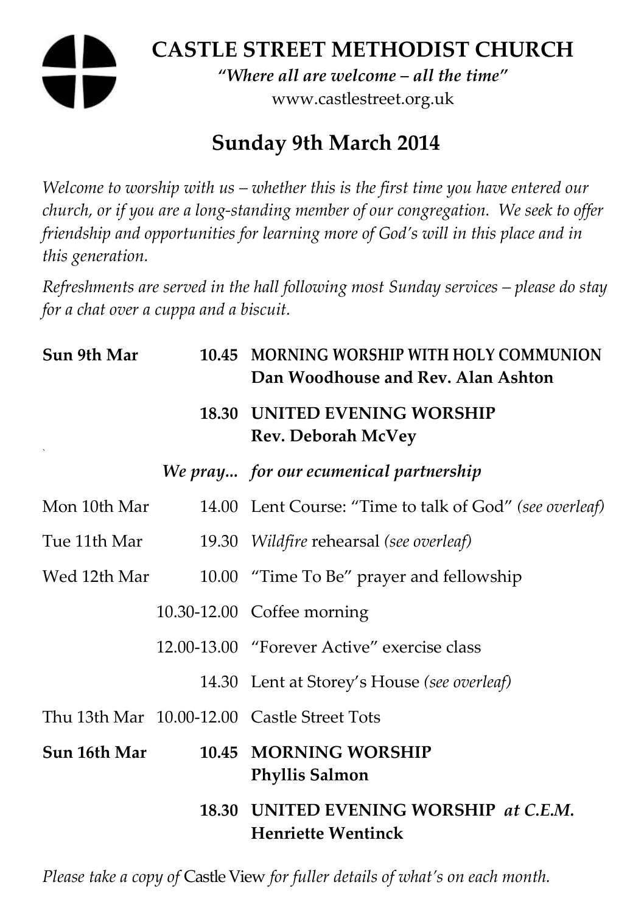# CASTLE STREET METHODIST CHURCH

*"Where all are welcome – all the time"*

www.castlestreet.org.uk

## Sunday 9th March 2014

*Welcome to worship with us – whether this is the first time you have entered our church, or if you are a long-standing member of our congregation. We seek to offer friendship and opportunities for learning more of God's will in this place and in this generation.*

*Refreshments are served in the hall following most Sunday services – please do stay for a chat over a cuppa and a biscuit.*

| | | |
|---|---|---|
| **Sun 9th Mar** | **10.45** | **MORNING WORSHIP WITH HOLY COMMUNION** **Dan Woodhouse and Rev. Alan Ashton** |
| | **18.30** | **UNITED EVENING WORSHIP** **Rev. Deborah McVey** |
| | ***We pray...*** | ***for our ecumenical partnership*** |
| Mon 10th Mar | 14.00 | Lent Course: "Time to talk of God" *(see overleaf)* |
| Tue 11th Mar | 19.30 | *Wildfire* rehearsal *(see overleaf)* |
| Wed 12th Mar | 10.00 | "Time To Be" prayer and fellowship |
| | 10.30-12.00 | Coffee morning |
| | 12.00-13.00 | "Forever Active" exercise class |
| | 14.30 | Lent at Storey's House *(see overleaf)* |
| Thu 13th Mar | 10.00-12.00 | Castle Street Tots |
| **Sun 16th Mar** | **10.45** | **MORNING WORSHIP** **Phyllis Salmon** |
| | **18.30** | **UNITED EVENING WORSHIP** ***at C.E.M.*** **Henriette Wentinck** |

*Please take a copy of* Castle View *for fuller details of what's on each month.*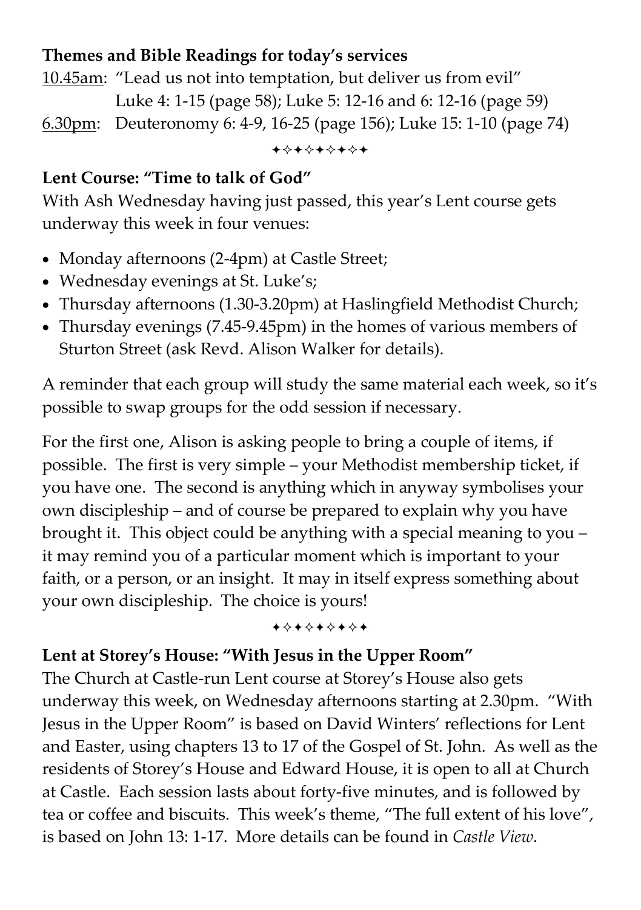**Themes and Bible Readings for today's services**

10.45am: "Lead us not into temptation, but deliver us from evil"
Luke 4: 1-15 (page 58); Luke 5: 12-16 and 6: 12-16 (page 59)

6.30pm: Deuteronomy 6: 4-9, 16-25 (page 156); Luke 15: 1-10 (page 74)

✦✧✦✧✦✧✦✧✦

**Lent Course: "Time to talk of God"**

With Ash Wednesday having just passed, this year's Lent course gets underway this week in four venues:

- Monday afternoons (2-4pm) at Castle Street;
- Wednesday evenings at St. Luke's;
- Thursday afternoons (1.30-3.20pm) at Haslingfield Methodist Church;
- Thursday evenings (7.45-9.45pm) in the homes of various members of Sturton Street (ask Revd. Alison Walker for details).

A reminder that each group will study the same material each week, so it's possible to swap groups for the odd session if necessary.

For the first one, Alison is asking people to bring a couple of items, if possible. The first is very simple – your Methodist membership ticket, if you have one. The second is anything which in anyway symbolises your own discipleship – and of course be prepared to explain why you have brought it. This object could be anything with a special meaning to you – it may remind you of a particular moment which is important to your faith, or a person, or an insight. It may in itself express something about your own discipleship. The choice is yours!

✦✧✦✧✦✧✦✧✦

**Lent at Storey's House: "With Jesus in the Upper Room"**

The Church at Castle-run Lent course at Storey's House also gets underway this week, on Wednesday afternoons starting at 2.30pm. "With Jesus in the Upper Room" is based on David Winters' reflections for Lent and Easter, using chapters 13 to 17 of the Gospel of St. John. As well as the residents of Storey's House and Edward House, it is open to all at Church at Castle. Each session lasts about forty-five minutes, and is followed by tea or coffee and biscuits. This week's theme, "The full extent of his love", is based on John 13: 1-17. More details can be found in *Castle View*.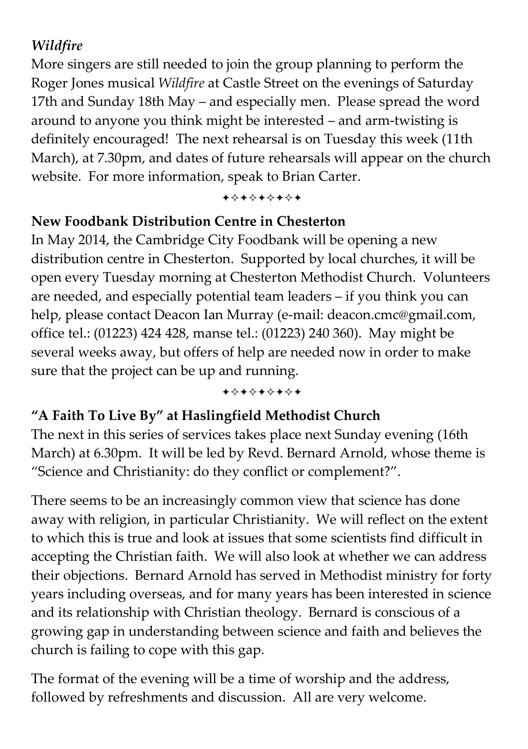*Wildfire*

More singers are still needed to join the group planning to perform the Roger Jones musical *Wildfire* at Castle Street on the evenings of Saturday 17th and Sunday 18th May – and especially men. Please spread the word around to anyone you think might be interested – and arm-twisting is definitely encouraged! The next rehearsal is on Tuesday this week (11th March), at 7.30pm, and dates of future rehearsals will appear on the church website. For more information, speak to Brian Carter.

✦✧✦✧✦✧✦✧✦

**New Foodbank Distribution Centre in Chesterton**

In May 2014, the Cambridge City Foodbank will be opening a new distribution centre in Chesterton. Supported by local churches, it will be open every Tuesday morning at Chesterton Methodist Church. Volunteers are needed, and especially potential team leaders – if you think you can help, please contact Deacon Ian Murray (e-mail: deacon.cmc@gmail.com, office tel.: (01223) 424 428, manse tel.: (01223) 240 360). May might be several weeks away, but offers of help are needed now in order to make sure that the project can be up and running.

✦✧✦✧✦✧✦✧✦

**"A Faith To Live By" at Haslingfield Methodist Church**

The next in this series of services takes place next Sunday evening (16th March) at 6.30pm. It will be led by Revd. Bernard Arnold, whose theme is "Science and Christianity: do they conflict or complement?".

There seems to be an increasingly common view that science has done away with religion, in particular Christianity. We will reflect on the extent to which this is true and look at issues that some scientists find difficult in accepting the Christian faith. We will also look at whether we can address their objections. Bernard Arnold has served in Methodist ministry for forty years including overseas, and for many years has been interested in science and its relationship with Christian theology. Bernard is conscious of a growing gap in understanding between science and faith and believes the church is failing to cope with this gap.

The format of the evening will be a time of worship and the address, followed by refreshments and discussion. All are very welcome.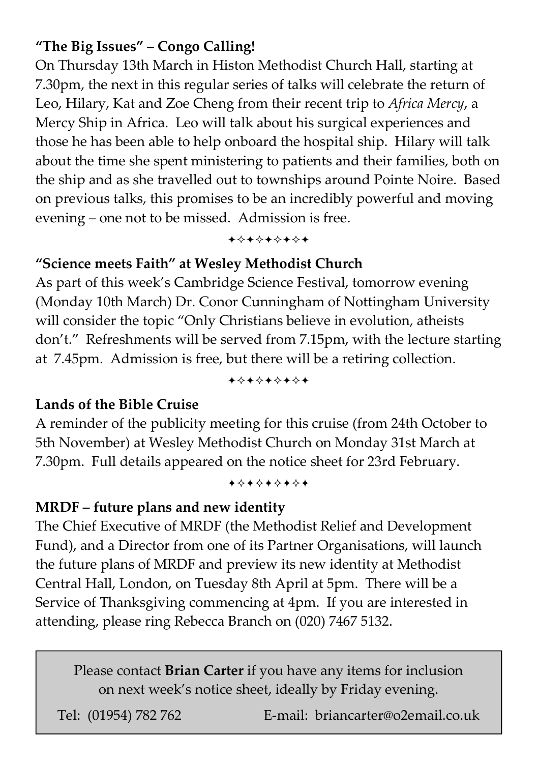**"The Big Issues" – Congo Calling!**

On Thursday 13th March in Histon Methodist Church Hall, starting at 7.30pm, the next in this regular series of talks will celebrate the return of Leo, Hilary, Kat and Zoe Cheng from their recent trip to *Africa Mercy*, a Mercy Ship in Africa. Leo will talk about his surgical experiences and those he has been able to help onboard the hospital ship. Hilary will talk about the time she spent ministering to patients and their families, both on the ship and as she travelled out to townships around Pointe Noire. Based on previous talks, this promises to be an incredibly powerful and moving evening – one not to be missed. Admission is free.

✦✧✦✧✦✧✦✧✦

**"Science meets Faith" at Wesley Methodist Church**

As part of this week's Cambridge Science Festival, tomorrow evening (Monday 10th March) Dr. Conor Cunningham of Nottingham University will consider the topic "Only Christians believe in evolution, atheists don't." Refreshments will be served from 7.15pm, with the lecture starting at 7.45pm. Admission is free, but there will be a retiring collection.

✦✧✦✧✦✧✦✧✦

**Lands of the Bible Cruise**

A reminder of the publicity meeting for this cruise (from 24th October to 5th November) at Wesley Methodist Church on Monday 31st March at 7.30pm. Full details appeared on the notice sheet for 23rd February.

✦✧✦✧✦✧✦✧✦

**MRDF – future plans and new identity**

The Chief Executive of MRDF (the Methodist Relief and Development Fund), and a Director from one of its Partner Organisations, will launch the future plans of MRDF and preview its new identity at Methodist Central Hall, London, on Tuesday 8th April at 5pm. There will be a Service of Thanksgiving commencing at 4pm. If you are interested in attending, please ring Rebecca Branch on (020) 7467 5132.

---

Please contact **Brian Carter** if you have any items for inclusion on next week's notice sheet, ideally by Friday evening.

Tel: (01954) 782 762 E-mail: briancarter@o2email.co.uk